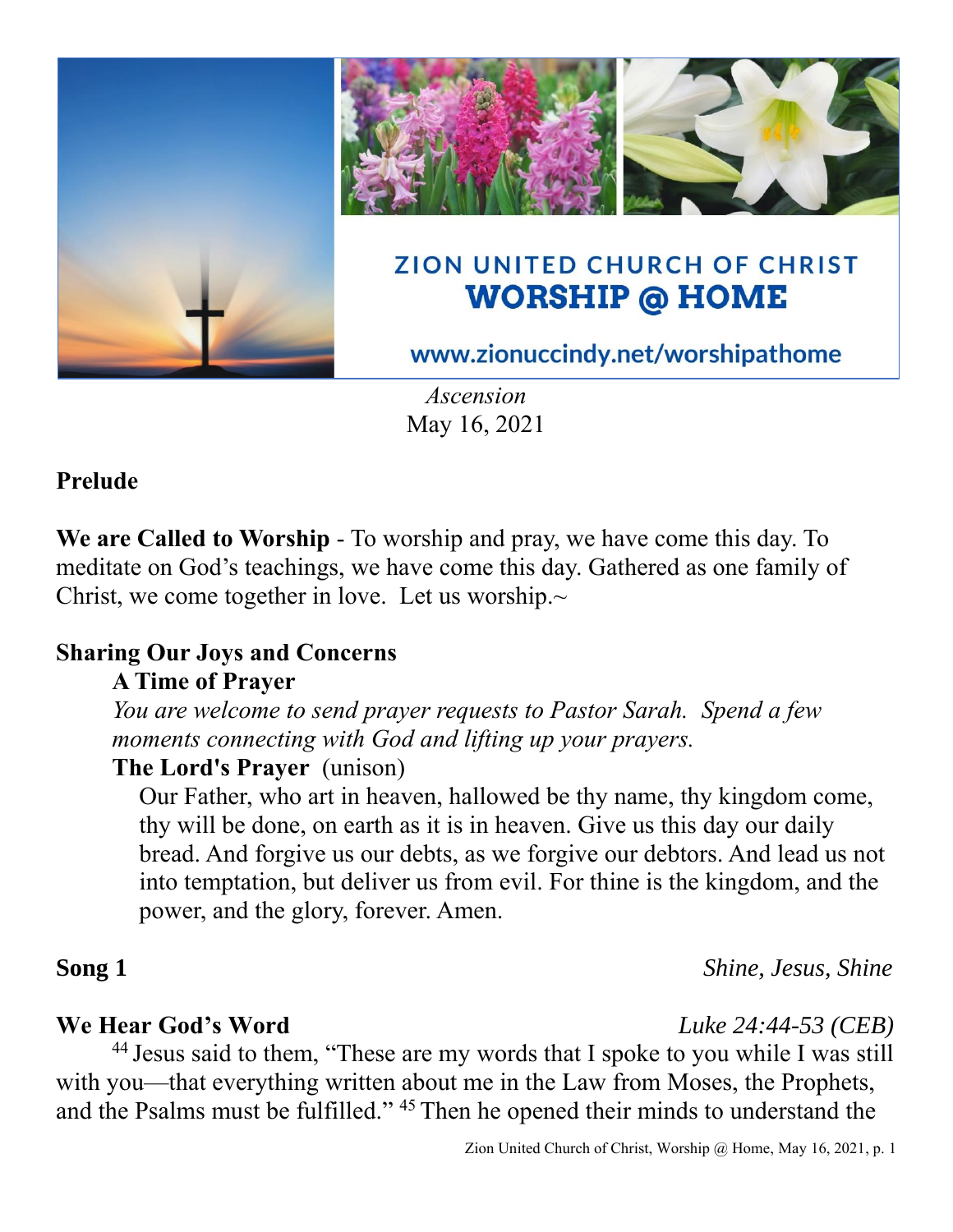# ZION UNITED CHURCH OF CHRIST
## WORSHIP @ HOME

www.zionuccindy.net/worshipathome

*Ascension*
May 16, 2021

**Prelude**

**We are Called to Worship** - To worship and pray, we have come this day. To meditate on God's teachings, we have come this day. Gathered as one family of Christ, we come together in love. Let us worship.~

**Sharing Our Joys and Concerns**

**A Time of Prayer**

*You are welcome to send prayer requests to Pastor Sarah. Spend a few moments connecting with God and lifting up your prayers.*

**The Lord's Prayer** (unison)

Our Father, who art in heaven, hallowed be thy name, thy kingdom come, thy will be done, on earth as it is in heaven. Give us this day our daily bread. And forgive us our debts, as we forgive our debtors. And lead us not into temptation, but deliver us from evil. For thine is the kingdom, and the power, and the glory, forever. Amen.

**Song 1** *Shine, Jesus, Shine*

**We Hear God's Word** *Luke 24:44-53 (CEB)*

[44] Jesus said to them, "These are my words that I spoke to you while I was still with you—that everything written about me in the Law from Moses, the Prophets, and the Psalms must be fulfilled." [45] Then he opened their minds to understand the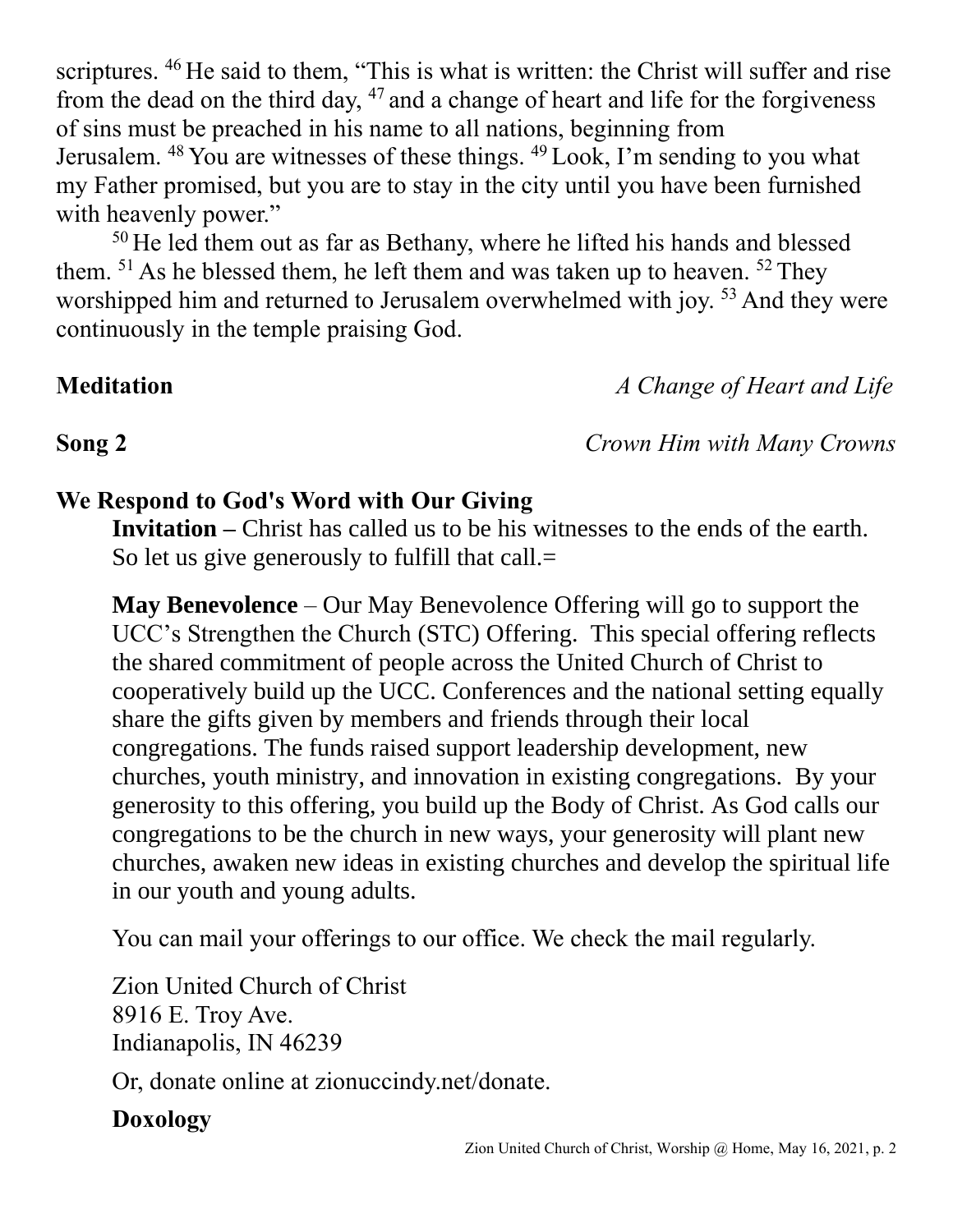scriptures. [46] He said to them, “This is what is written: the Christ will suffer and rise from the dead on the third day, [47] and a change of heart and life for the forgiveness of sins must be preached in his name to all nations, beginning from Jerusalem. [48] You are witnesses of these things. [49] Look, I’m sending to you what my Father promised, but you are to stay in the city until you have been furnished with heavenly power.”

[50] He led them out as far as Bethany, where he lifted his hands and blessed them. [51] As he blessed them, he left them and was taken up to heaven. [52] They worshipped him and returned to Jerusalem overwhelmed with joy. [53] And they were continuously in the temple praising God.

**Meditation** *A Change of Heart and Life*

**Song 2** *Crown Him with Many Crowns*

**We Respond to God's Word with Our Giving**

**Invitation –** Christ has called us to be his witnesses to the ends of the earth. So let us give generously to fulfill that call.=

**May Benevolence** – Our May Benevolence Offering will go to support the UCC’s Strengthen the Church (STC) Offering. This special offering reflects the shared commitment of people across the United Church of Christ to cooperatively build up the UCC. Conferences and the national setting equally share the gifts given by members and friends through their local congregations. The funds raised support leadership development, new churches, youth ministry, and innovation in existing congregations. By your generosity to this offering, you build up the Body of Christ. As God calls our congregations to be the church in new ways, your generosity will plant new churches, awaken new ideas in existing churches and develop the spiritual life in our youth and young adults.

You can mail your offerings to our office. We check the mail regularly.

Zion United Church of Christ
8916 E. Troy Ave.
Indianapolis, IN 46239

Or, donate online at zionuccindy.net/donate.

**Doxology**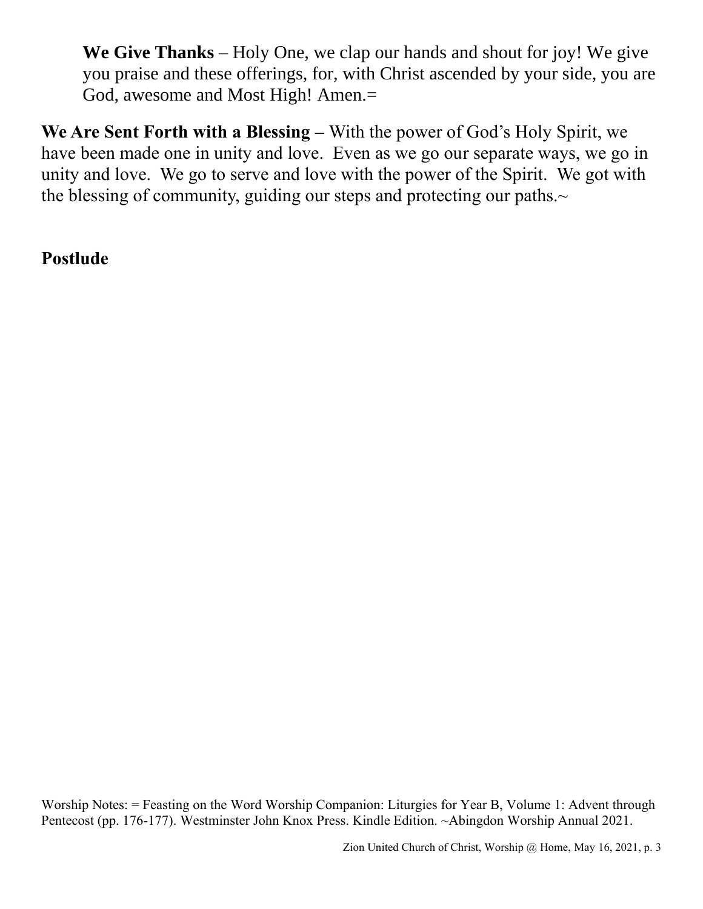**We Give Thanks** – Holy One, we clap our hands and shout for joy! We give you praise and these offerings, for, with Christ ascended by your side, you are God, awesome and Most High! Amen.=

**We Are Sent Forth with a Blessing –** With the power of God's Holy Spirit, we have been made one in unity and love. Even as we go our separate ways, we go in unity and love. We go to serve and love with the power of the Spirit. We got with the blessing of community, guiding our steps and protecting our paths.~

**Postlude**

Worship Notes: = Feasting on the Word Worship Companion: Liturgies for Year B, Volume 1: Advent through Pentecost (pp. 176-177). Westminster John Knox Press. Kindle Edition. ~Abingdon Worship Annual 2021.